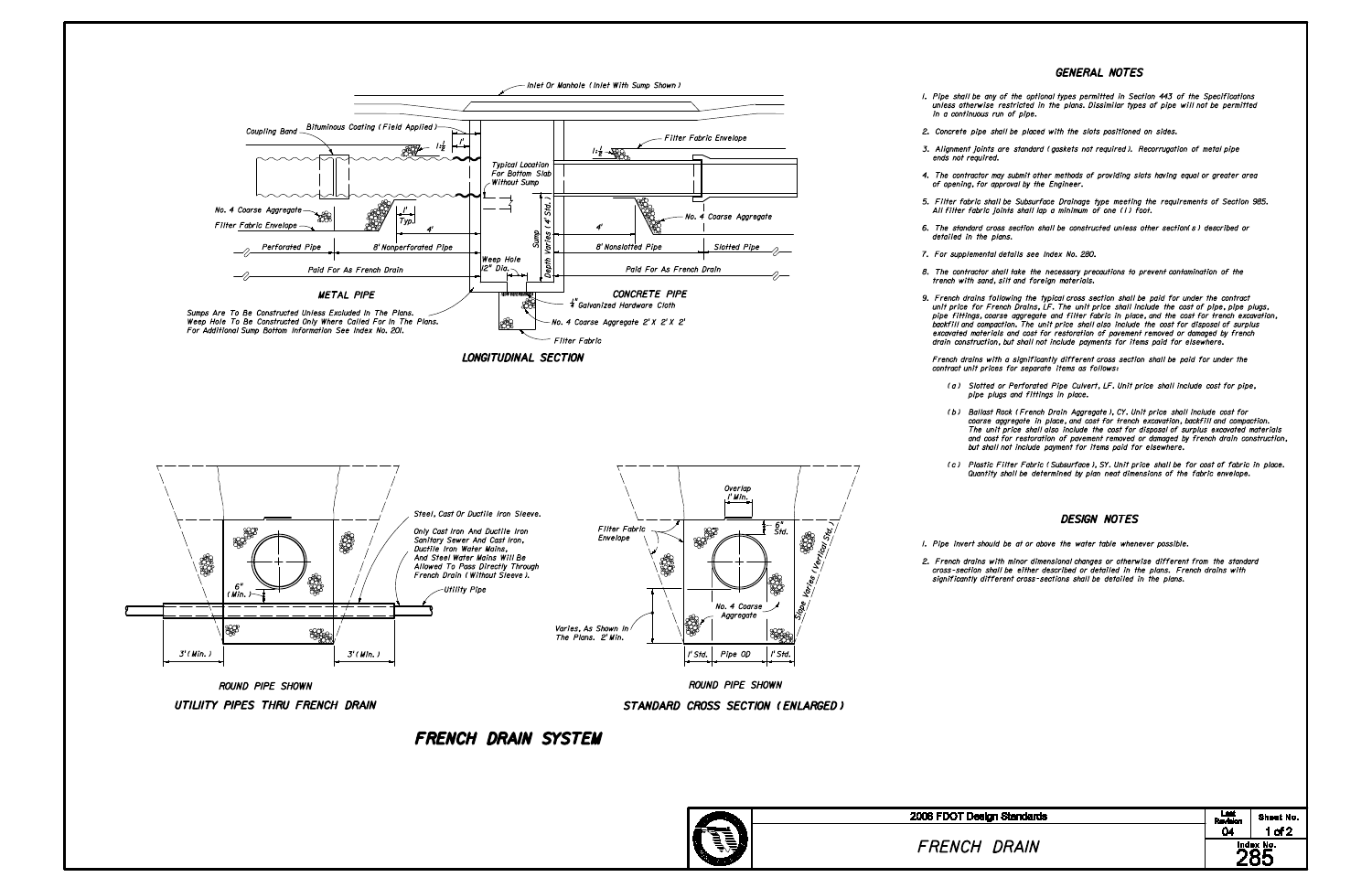## GENERAL NOTES

1. Pipe shall be any of the optional types permitted in Section 443 of the Specifications unless otherwise restricted in the plans. Dissimilar types of pipe will not be permitted in a continuous run of pipe.

2. Concrete pipe shall be placed with the slots positioned on sides.

3. Alignment joints are standard ( gaskets not required ). Recorrugation of metal pipe ends not required.

4. The contractor may submit other methods of providing slots having equal or greater area of opening, for approval by the Engineer.

5. Filter fabric shall be Subsurface Drainage type meeting the requirements of Section 985. All filter fabric joints shall lap a minimum of one (1) foot.

6. The standard cross section shall be constructed unless other section(s) described or detailed in the plans.

7. For supplemental details see Index No. 280.

8. The contractor shall take the necessary precautions to prevent contamination of the trench with sand, silt and foreign materials.

9. French drains following the typical cross section shall be paid for under the contract unit price for French Drains, LF. The unit price shall include the cost of pipe, pipe plugs, pipe fittings, coarse aggregate and filter fabric in place, and the cost for trench excavation, backfill and compaction. The unit price shall also include the cost for disposal of surplus excavated materials and cost for restoration of pavement removed or damaged by french drain construction, but shall not include payments for items paid for elsewhere.

   French drains with a significantly different cross section shall be paid for under the contract unit prices for separate items as follows:

   (a) Slotted or Perforated Pipe Culvert, LF. Unit price shall include cost for pipe, pipe plugs and fittings in place.

   (b) Ballast Rock ( French Drain Aggregate ), CY. Unit price shall include cost for coarse aggregate in place, and cost for trench excavation, backfill and compaction. The unit price shall also include the cost for disposal of surplus excavated materials and cost for restoration of pavement removed or damaged by french drain construction, but shall not include payment for items paid for elsewhere.

   (c) Plastic Filter Fabric ( Subsurface ), SY. Unit price shall be for cost of fabric in place. Quantity shall be determined by plan neat dimensions of the fabric envelope.

## DESIGN NOTES

1. Pipe invert should be at or above the water table whenever possible.

2. French drains with minor dimensional changes or otherwise different from the standard cross-section shall be either described or detailed in the plans. French drains with significantly different cross-sections shall be detailed in the plans.

Inlet Or Manhole ( Inlet With Sump Shown )

Coupling Band — Bituminous Coating ( Field Applied ) — $1\frac{1}{2}$ — 1' — Typical Location For Bottom Slab Without Sump — Filter Fabric Envelope — $1\frac{1}{2}$

No. 4 Coarse Aggregate — Filter Fabric Envelope — 1' Typ. — 4' — Sump — Depth Varies ( 4' Std. ) — 4' — No. 4 Coarse Aggregate

Perforated Pipe — 8' Nonperforated Pipe — 8' Nonslotted Pipe — Slotted Pipe

Paid For As French Drain — Weep Hole 12" Dia. — Paid For As French Drain

**METAL PIPE** — **CONCRETE PIPE**

$\frac{1}{4}$" Galvanized Hardware Cloth

No. 4 Coarse Aggregate 2' X 2' X 2'

Filter Fabric

Sumps Are To Be Constructed Unless Excluded In The Plans.
Weep Hole To Be Constructed Only Where Called For In The Plans.
For Additional Sump Bottom Information See Index No. 201.

**LONGITUDINAL SECTION**

Steel, Cast Or Ductile Iron Sleeve.

Only Cast Iron And Ductile Iron Sanitary Sewer And Cast Iron, Ductile Iron Water Mains, And Steel Water Mains Will Be Allowed To Pass Directly Through French Drain ( Without Sleeve ).

Utility Pipe

6" ( Min. )

3' ( Min. ) — 3' ( Min. )

ROUND PIPE SHOWN

**UTILITY PIPES THRU FRENCH DRAIN**

Overlap 1' Min.

6" Std.

Filter Fabric Envelope

Slope Varies ( Vertical Std. )

No. 4 Coarse Aggregate

Varies, As Shown In The Plans. 2' Min.

1' Std. — Pipe OD — 1' Std.

ROUND PIPE SHOWN

**STANDARD CROSS SECTION ( ENLARGED )**

# FRENCH DRAIN SYSTEM

| 2006 FDOT Design Standards | Last Revision | Sheet No. |
|---|---|---|
| FRENCH DRAIN | 04 | 1 of 2 |
| | Index No. | 285 |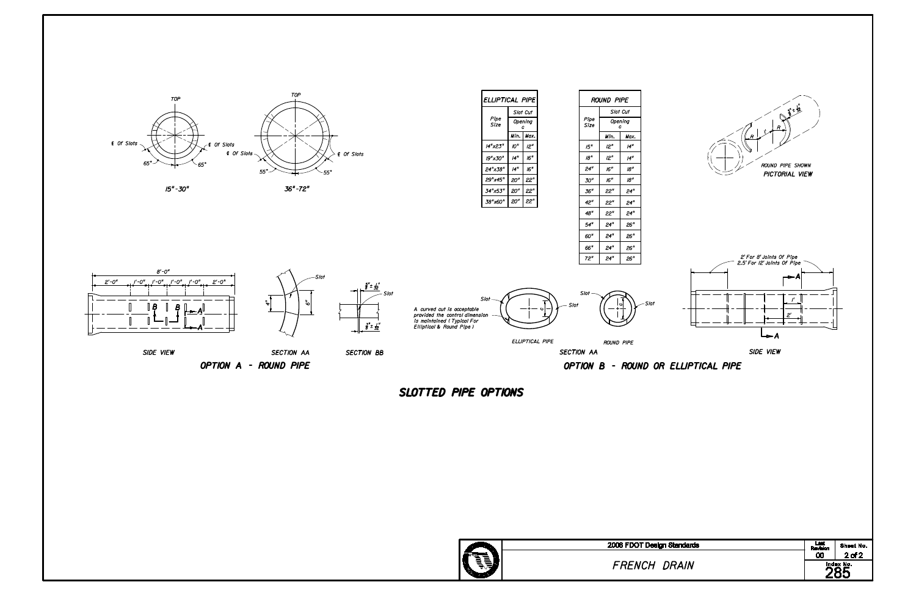## SLOTTED PIPE OPTIONS

TOP

℄ Of Slots

℄ Of Slots

65°

65°

15"-30"

TOP

℄ Of Slots

℄ Of Slots

55°

55°

36"-72"

| ELLIPTICAL PIPE | | |
|---|---|---|
| Pipe Size | Slot Cut Opening c | |
| | Min. | Max. |
| 14"x23" | 10" | 12" |
| 19"x30" | 14" | 16" |
| 24"x38" | 14" | 16" |
| 29"x45" | 20" | 22" |
| 34"x53" | 20" | 22" |
| 38"x60" | 20" | 22" |

| ROUND PIPE | | |
|---|---|---|
| Pipe Size | Slot Cut Opening c | |
| | Min. | Max. |
| 15" | 12" | 14" |
| 18" | 12" | 14" |
| 24" | 16" | 18" |
| 30" | 16" | 18" |
| 36" | 22" | 24" |
| 42" | 22" | 24" |
| 48" | 22" | 24" |
| 54" | 24" | 26" |
| 60" | 24" | 26" |
| 66" | 24" | 26" |
| 72" | 24" | 26" |

R

1'

R

3/8" ± 1/32"

ROUND PIPE SHOWN

PICTORIAL VIEW

### OPTION A - ROUND PIPE

8'-0"

2'-0" 1'-0" 1'-0" 1'-0" 1'-0" 2'-0"

B B A A

SIDE VIEW

Slot

4" 6"

SECTION AA

3/8" ± 1/32"

Slot

3/8" ± 1/32"

SECTION BB

### OPTION B - ROUND OR ELLIPTICAL PIPE

A curved cut is acceptable provided the control dimension is maintained (Typical For Elliptical & Round Pipe)

Slot

Slot

c

ELLIPTICAL PIPE

Slot

Slot

c

ROUND PIPE

SECTION AA

2' For 8' Joints Of Pipe
2.5' For 12' Joints Of Pipe

A

1'

2'

A

SIDE VIEW

2008 FDOT Design Standards

FRENCH DRAIN

Last Revision 00

Index No. 285